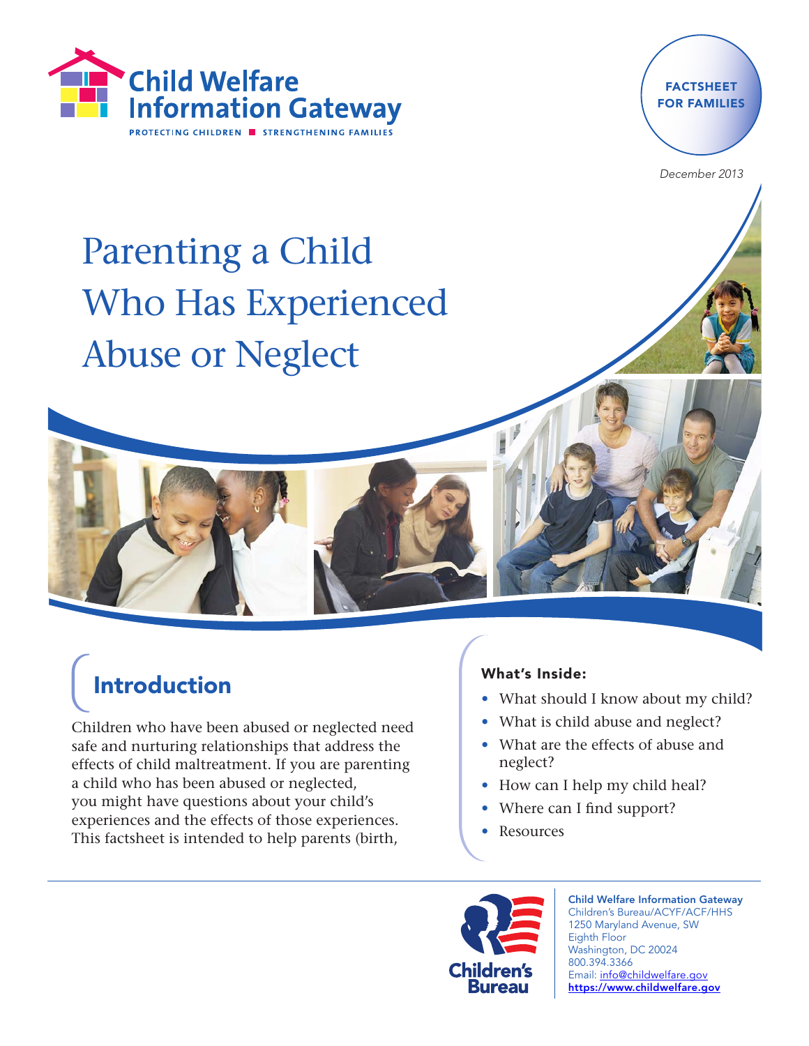Child Welfare Information Gateway

PROTECTING CHILDREN ■ STRENGTHENING FAMILIES

FACTSHEET FOR FAMILIES

*December 2013*

# Parenting a Child Who Has Experienced Abuse or Neglect

## Introduction

Children who have been abused or neglected need safe and nurturing relationships that address the effects of child maltreatment. If you are parenting a child who has been abused or neglected, you might have questions about your child's experiences and the effects of those experiences. This factsheet is intended to help parents (birth,

**What's Inside:**

- What should I know about my child?
- What is child abuse and neglect?
- What are the effects of abuse and neglect?
- How can I help my child heal?
- Where can I find support?
- Resources

Children's Bureau

**Child Welfare Information Gateway**
Children's Bureau/ACYF/ACF/HHS
1250 Maryland Avenue, SW
Eighth Floor
Washington, DC 20024
800.394.3366
Email: info@childwelfare.gov
https://www.childwelfare.gov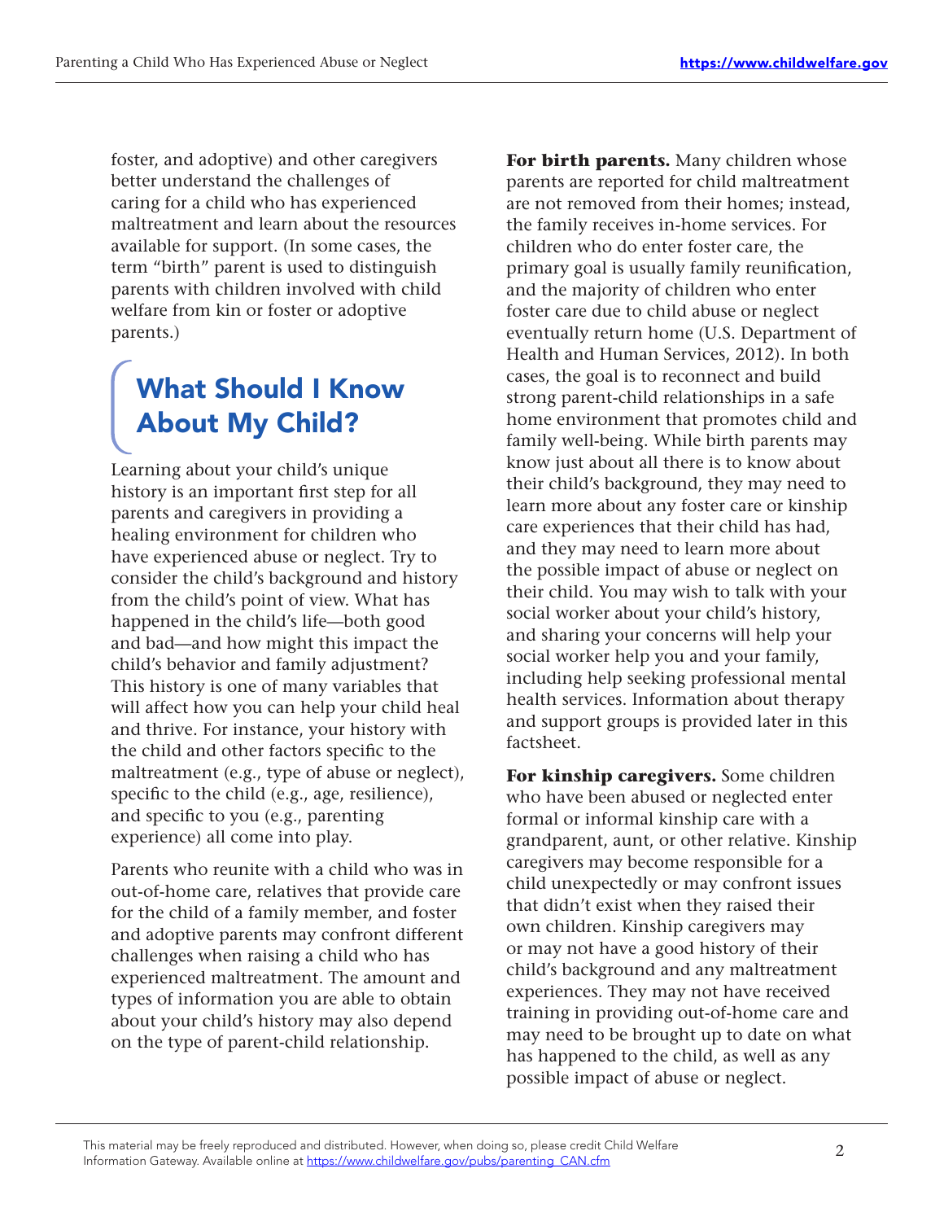foster, and adoptive) and other caregivers better understand the challenges of caring for a child who has experienced maltreatment and learn about the resources available for support. (In some cases, the term "birth" parent is used to distinguish parents with children involved with child welfare from kin or foster or adoptive parents.)

## What Should I Know About My Child?

Learning about your child's unique history is an important first step for all parents and caregivers in providing a healing environment for children who have experienced abuse or neglect. Try to consider the child's background and history from the child's point of view. What has happened in the child's life—both good and bad—and how might this impact the child's behavior and family adjustment? This history is one of many variables that will affect how you can help your child heal and thrive. For instance, your history with the child and other factors specific to the maltreatment (e.g., type of abuse or neglect), specific to the child (e.g., age, resilience), and specific to you (e.g., parenting experience) all come into play.

Parents who reunite with a child who was in out-of-home care, relatives that provide care for the child of a family member, and foster and adoptive parents may confront different challenges when raising a child who has experienced maltreatment. The amount and types of information you are able to obtain about your child's history may also depend on the type of parent-child relationship.

**For birth parents.** Many children whose parents are reported for child maltreatment are not removed from their homes; instead, the family receives in-home services. For children who do enter foster care, the primary goal is usually family reunification, and the majority of children who enter foster care due to child abuse or neglect eventually return home (U.S. Department of Health and Human Services, 2012). In both cases, the goal is to reconnect and build strong parent-child relationships in a safe home environment that promotes child and family well-being. While birth parents may know just about all there is to know about their child's background, they may need to learn more about any foster care or kinship care experiences that their child has had, and they may need to learn more about the possible impact of abuse or neglect on their child. You may wish to talk with your social worker about your child's history, and sharing your concerns will help your social worker help you and your family, including help seeking professional mental health services. Information about therapy and support groups is provided later in this factsheet.

**For kinship caregivers.** Some children who have been abused or neglected enter formal or informal kinship care with a grandparent, aunt, or other relative. Kinship caregivers may become responsible for a child unexpectedly or may confront issues that didn't exist when they raised their own children. Kinship caregivers may or may not have a good history of their child's background and any maltreatment experiences. They may not have received training in providing out-of-home care and may need to be brought up to date on what has happened to the child, as well as any possible impact of abuse or neglect.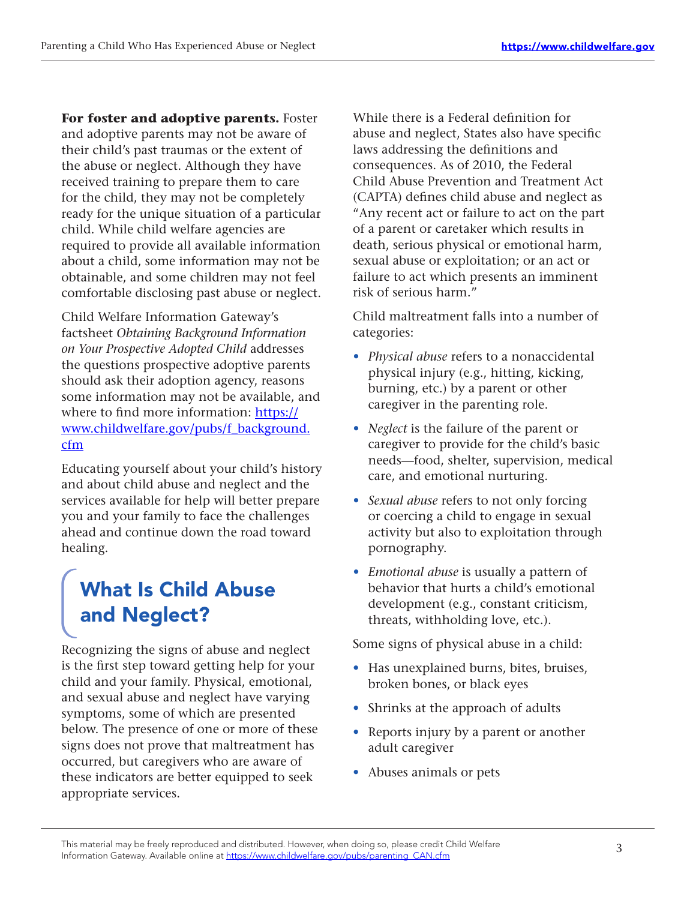**For foster and adoptive parents.** Foster and adoptive parents may not be aware of their child's past traumas or the extent of the abuse or neglect. Although they have received training to prepare them to care for the child, they may not be completely ready for the unique situation of a particular child. While child welfare agencies are required to provide all available information about a child, some information may not be obtainable, and some children may not feel comfortable disclosing past abuse or neglect.

Child Welfare Information Gateway's factsheet *Obtaining Background Information on Your Prospective Adopted Child* addresses the questions prospective adoptive parents should ask their adoption agency, reasons some information may not be available, and where to find more information: https://www.childwelfare.gov/pubs/f_background.cfm

Educating yourself about your child's history and about child abuse and neglect and the services available for help will better prepare you and your family to face the challenges ahead and continue down the road toward healing.

## What Is Child Abuse and Neglect?

Recognizing the signs of abuse and neglect is the first step toward getting help for your child and your family. Physical, emotional, and sexual abuse and neglect have varying symptoms, some of which are presented below. The presence of one or more of these signs does not prove that maltreatment has occurred, but caregivers who are aware of these indicators are better equipped to seek appropriate services.

While there is a Federal definition for abuse and neglect, States also have specific laws addressing the definitions and consequences. As of 2010, the Federal Child Abuse Prevention and Treatment Act (CAPTA) defines child abuse and neglect as "Any recent act or failure to act on the part of a parent or caretaker which results in death, serious physical or emotional harm, sexual abuse or exploitation; or an act or failure to act which presents an imminent risk of serious harm."

Child maltreatment falls into a number of categories:

- *Physical abuse* refers to a nonaccidental physical injury (e.g., hitting, kicking, burning, etc.) by a parent or other caregiver in the parenting role.
- *Neglect* is the failure of the parent or caregiver to provide for the child's basic needs—food, shelter, supervision, medical care, and emotional nurturing.
- *Sexual abuse* refers to not only forcing or coercing a child to engage in sexual activity but also to exploitation through pornography.
- *Emotional abuse* is usually a pattern of behavior that hurts a child's emotional development (e.g., constant criticism, threats, withholding love, etc.).

Some signs of physical abuse in a child:

- Has unexplained burns, bites, bruises, broken bones, or black eyes
- Shrinks at the approach of adults
- Reports injury by a parent or another adult caregiver
- Abuses animals or pets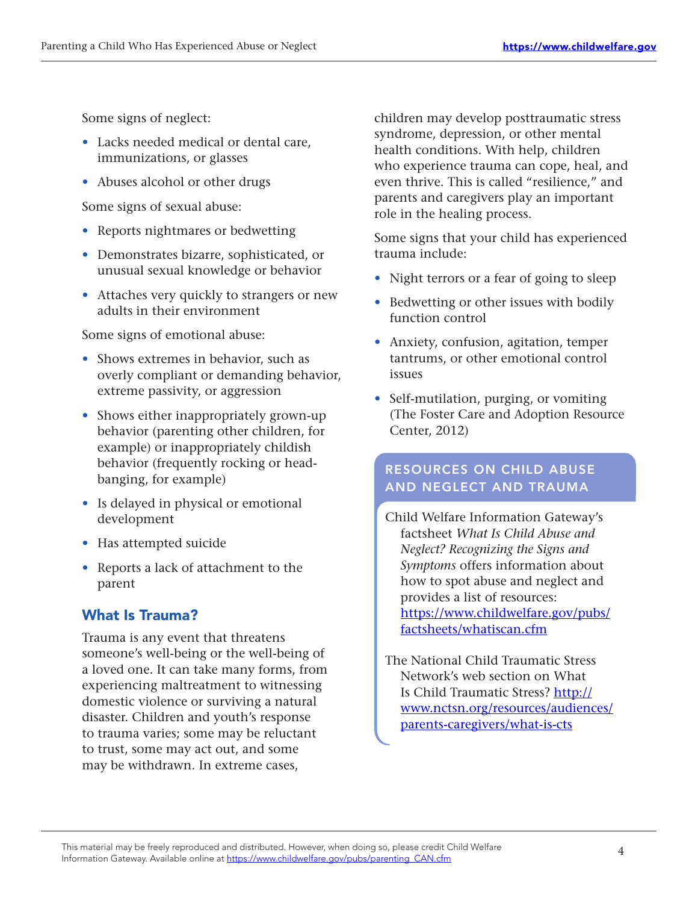Some signs of neglect:

- Lacks needed medical or dental care, immunizations, or glasses
- Abuses alcohol or other drugs

Some signs of sexual abuse:

- Reports nightmares or bedwetting
- Demonstrates bizarre, sophisticated, or unusual sexual knowledge or behavior
- Attaches very quickly to strangers or new adults in their environment

Some signs of emotional abuse:

- Shows extremes in behavior, such as overly compliant or demanding behavior, extreme passivity, or aggression
- Shows either inappropriately grown-up behavior (parenting other children, for example) or inappropriately childish behavior (frequently rocking or head-banging, for example)
- Is delayed in physical or emotional development
- Has attempted suicide
- Reports a lack of attachment to the parent

## What Is Trauma?

Trauma is any event that threatens someone's well-being or the well-being of a loved one. It can take many forms, from experiencing maltreatment to witnessing domestic violence or surviving a natural disaster. Children and youth's response to trauma varies; some may be reluctant to trust, some may act out, and some may be withdrawn. In extreme cases, children may develop posttraumatic stress syndrome, depression, or other mental health conditions. With help, children who experience trauma can cope, heal, and even thrive. This is called "resilience," and parents and caregivers play an important role in the healing process.

Some signs that your child has experienced trauma include:

- Night terrors or a fear of going to sleep
- Bedwetting or other issues with bodily function control
- Anxiety, confusion, agitation, temper tantrums, or other emotional control issues
- Self-mutilation, purging, or vomiting (The Foster Care and Adoption Resource Center, 2012)

### RESOURCES ON CHILD ABUSE AND NEGLECT AND TRAUMA

Child Welfare Information Gateway's factsheet *What Is Child Abuse and Neglect? Recognizing the Signs and Symptoms* offers information about how to spot abuse and neglect and provides a list of resources: https://www.childwelfare.gov/pubs/factsheets/whatiscan.cfm

The National Child Traumatic Stress Network's web section on What Is Child Traumatic Stress? http://www.nctsn.org/resources/audiences/parents-caregivers/what-is-cts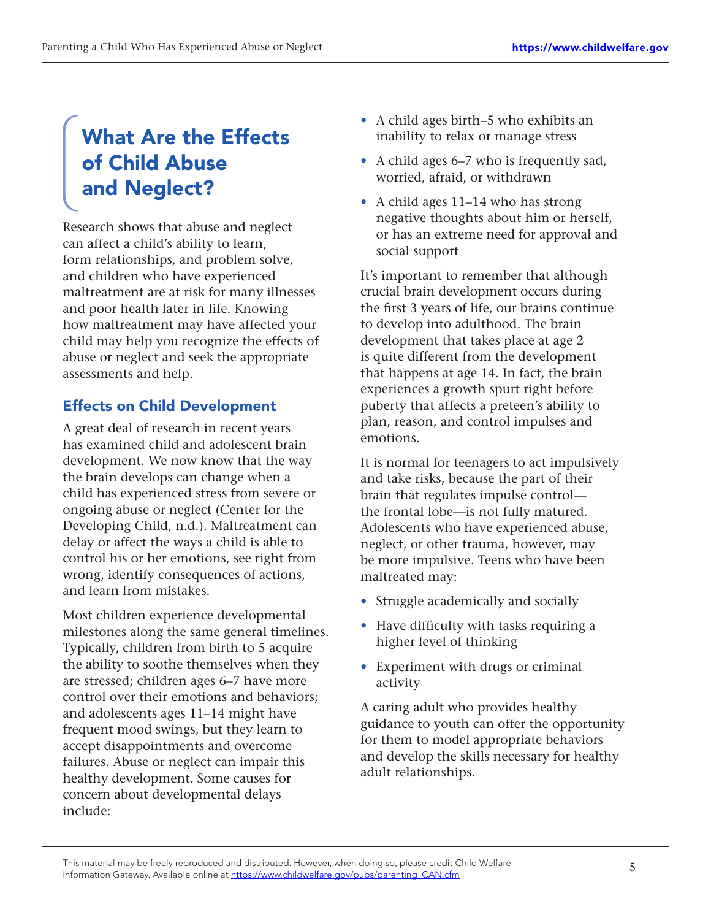## What Are the Effects of Child Abuse and Neglect?

Research shows that abuse and neglect can affect a child's ability to learn, form relationships, and problem solve, and children who have experienced maltreatment are at risk for many illnesses and poor health later in life. Knowing how maltreatment may have affected your child may help you recognize the effects of abuse or neglect and seek the appropriate assessments and help.

### Effects on Child Development

A great deal of research in recent years has examined child and adolescent brain development. We now know that the way the brain develops can change when a child has experienced stress from severe or ongoing abuse or neglect (Center for the Developing Child, n.d.). Maltreatment can delay or affect the ways a child is able to control his or her emotions, see right from wrong, identify consequences of actions, and learn from mistakes.

Most children experience developmental milestones along the same general timelines. Typically, children from birth to 5 acquire the ability to soothe themselves when they are stressed; children ages 6–7 have more control over their emotions and behaviors; and adolescents ages 11–14 might have frequent mood swings, but they learn to accept disappointments and overcome failures. Abuse or neglect can impair this healthy development. Some causes for concern about developmental delays include:

- A child ages birth–5 who exhibits an inability to relax or manage stress
- A child ages 6–7 who is frequently sad, worried, afraid, or withdrawn
- A child ages 11–14 who has strong negative thoughts about him or herself, or has an extreme need for approval and social support

It's important to remember that although crucial brain development occurs during the first 3 years of life, our brains continue to develop into adulthood. The brain development that takes place at age 2 is quite different from the development that happens at age 14. In fact, the brain experiences a growth spurt right before puberty that affects a preteen's ability to plan, reason, and control impulses and emotions.

It is normal for teenagers to act impulsively and take risks, because the part of their brain that regulates impulse control—the frontal lobe—is not fully matured. Adolescents who have experienced abuse, neglect, or other trauma, however, may be more impulsive. Teens who have been maltreated may:

- Struggle academically and socially
- Have difficulty with tasks requiring a higher level of thinking
- Experiment with drugs or criminal activity

A caring adult who provides healthy guidance to youth can offer the opportunity for them to model appropriate behaviors and develop the skills necessary for healthy adult relationships.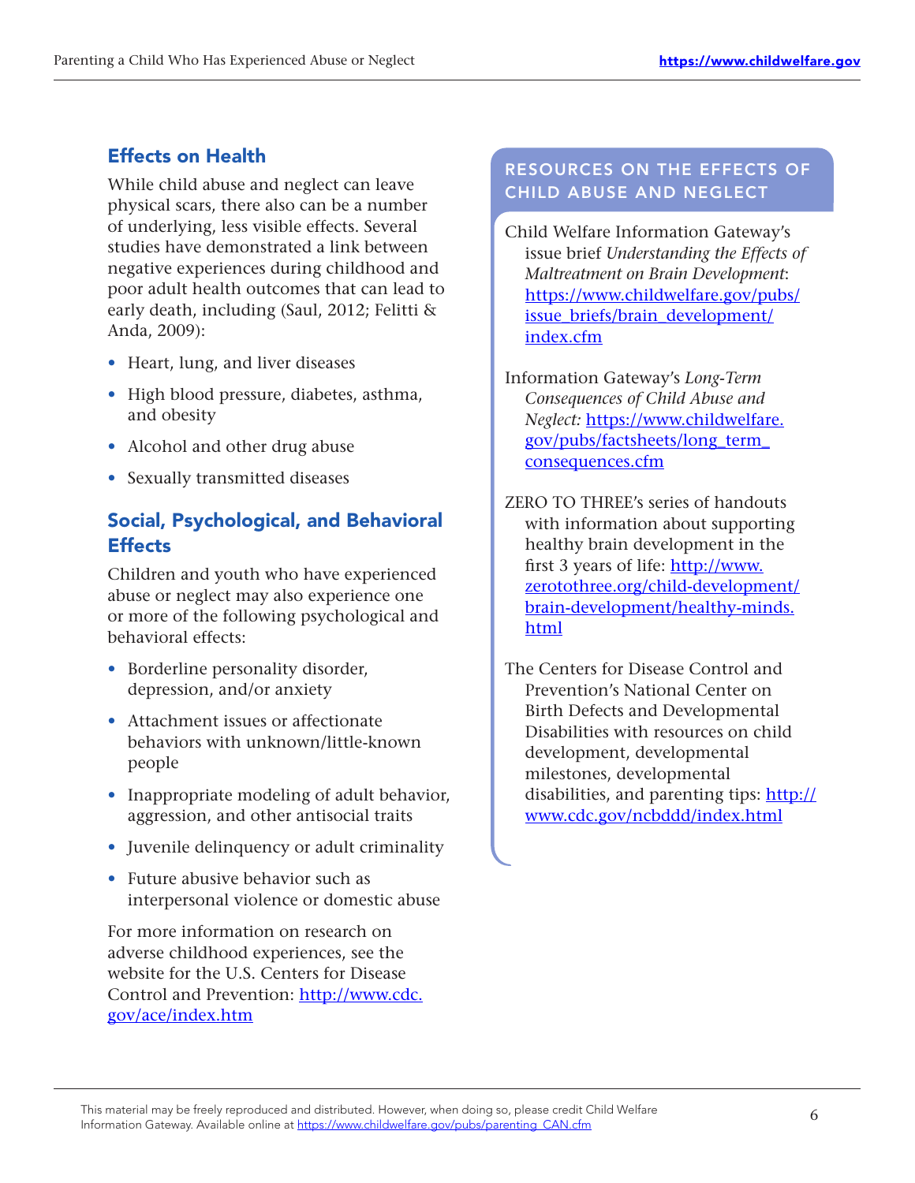## Effects on Health

While child abuse and neglect can leave physical scars, there also can be a number of underlying, less visible effects. Several studies have demonstrated a link between negative experiences during childhood and poor adult health outcomes that can lead to early death, including (Saul, 2012; Felitti & Anda, 2009):

- Heart, lung, and liver diseases
- High blood pressure, diabetes, asthma, and obesity
- Alcohol and other drug abuse
- Sexually transmitted diseases

## Social, Psychological, and Behavioral Effects

Children and youth who have experienced abuse or neglect may also experience one or more of the following psychological and behavioral effects:

- Borderline personality disorder, depression, and/or anxiety
- Attachment issues or affectionate behaviors with unknown/little-known people
- Inappropriate modeling of adult behavior, aggression, and other antisocial traits
- Juvenile delinquency or adult criminality
- Future abusive behavior such as interpersonal violence or domestic abuse

For more information on research on adverse childhood experiences, see the website for the U.S. Centers for Disease Control and Prevention: http://www.cdc.gov/ace/index.htm

### RESOURCES ON THE EFFECTS OF CHILD ABUSE AND NEGLECT

Child Welfare Information Gateway's issue brief *Understanding the Effects of Maltreatment on Brain Development*: https://www.childwelfare.gov/pubs/issue_briefs/brain_development/index.cfm

Information Gateway's *Long-Term Consequences of Child Abuse and Neglect:* https://www.childwelfare.gov/pubs/factsheets/long_term_consequences.cfm

ZERO TO THREE's series of handouts with information about supporting healthy brain development in the first 3 years of life: http://www.zerotothree.org/child-development/brain-development/healthy-minds.html

The Centers for Disease Control and Prevention's National Center on Birth Defects and Developmental Disabilities with resources on child development, developmental milestones, developmental disabilities, and parenting tips: http://www.cdc.gov/ncbddd/index.html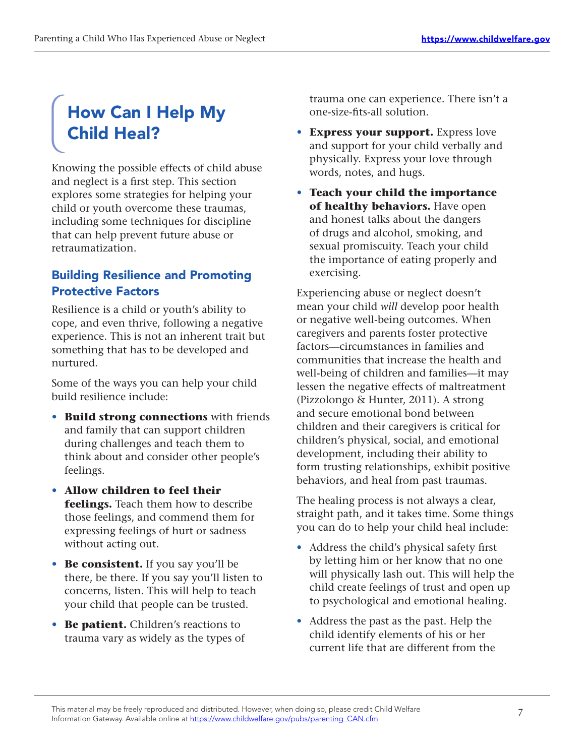# How Can I Help My Child Heal?

Knowing the possible effects of child abuse and neglect is a first step. This section explores some strategies for helping your child or youth overcome these traumas, including some techniques for discipline that can help prevent future abuse or retraumatization.

## Building Resilience and Promoting Protective Factors

Resilience is a child or youth's ability to cope, and even thrive, following a negative experience. This is not an inherent trait but something that has to be developed and nurtured.

Some of the ways you can help your child build resilience include:

- **Build strong connections** with friends and family that can support children during challenges and teach them to think about and consider other people's feelings.
- **Allow children to feel their feelings.** Teach them how to describe those feelings, and commend them for expressing feelings of hurt or sadness without acting out.
- **Be consistent.** If you say you'll be there, be there. If you say you'll listen to concerns, listen. This will help to teach your child that people can be trusted.
- **Be patient.** Children's reactions to trauma vary as widely as the types of trauma one can experience. There isn't a one-size-fits-all solution.
- **Express your support.** Express love and support for your child verbally and physically. Express your love through words, notes, and hugs.
- **Teach your child the importance of healthy behaviors.** Have open and honest talks about the dangers of drugs and alcohol, smoking, and sexual promiscuity. Teach your child the importance of eating properly and exercising.

Experiencing abuse or neglect doesn't mean your child *will* develop poor health or negative well-being outcomes. When caregivers and parents foster protective factors—circumstances in families and communities that increase the health and well-being of children and families—it may lessen the negative effects of maltreatment (Pizzolongo & Hunter, 2011). A strong and secure emotional bond between children and their caregivers is critical for children's physical, social, and emotional development, including their ability to form trusting relationships, exhibit positive behaviors, and heal from past traumas.

The healing process is not always a clear, straight path, and it takes time. Some things you can do to help your child heal include:

- Address the child's physical safety first by letting him or her know that no one will physically lash out. This will help the child create feelings of trust and open up to psychological and emotional healing.
- Address the past as the past. Help the child identify elements of his or her current life that are different from the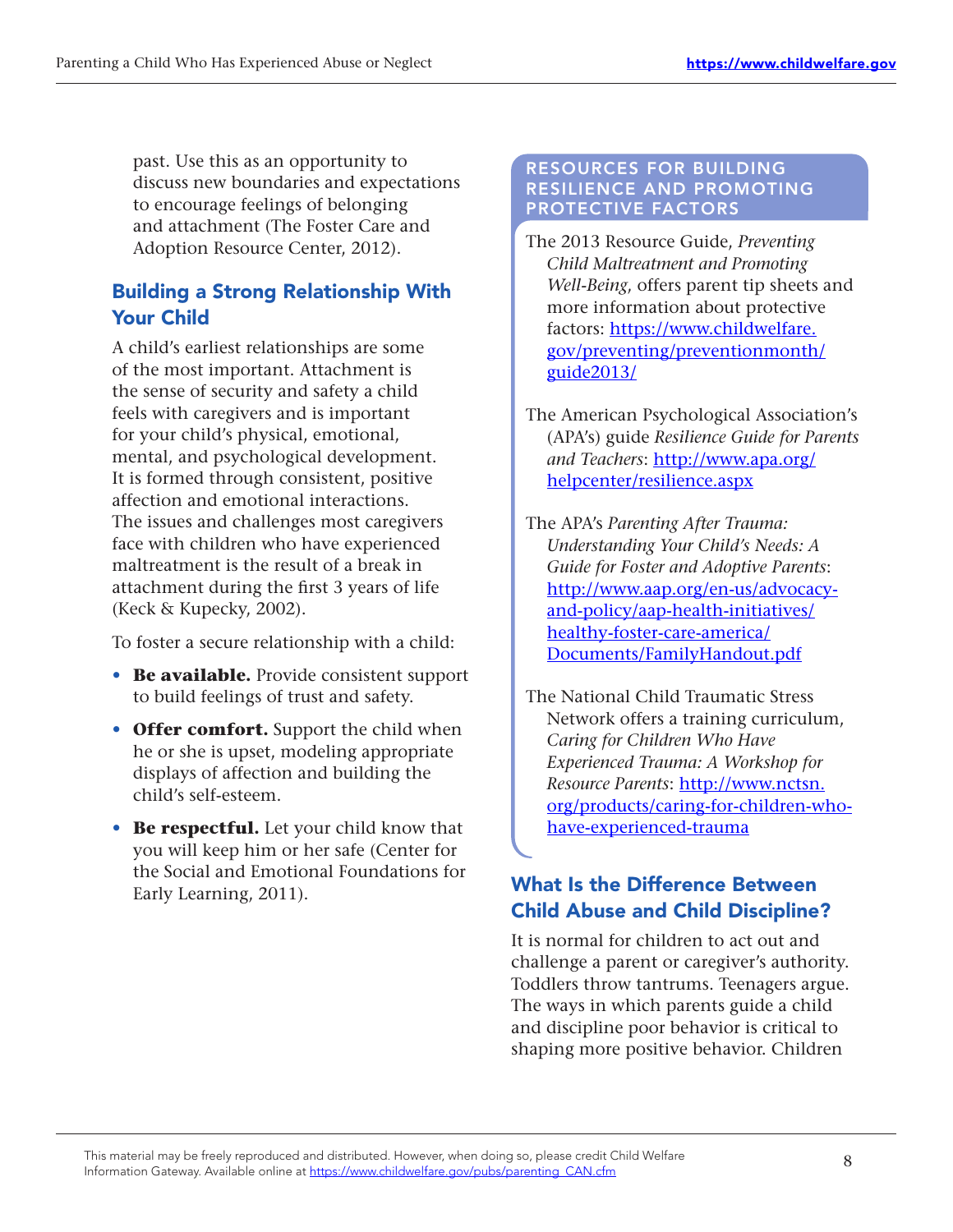past. Use this as an opportunity to discuss new boundaries and expectations to encourage feelings of belonging and attachment (The Foster Care and Adoption Resource Center, 2012).

## Building a Strong Relationship With Your Child

A child's earliest relationships are some of the most important. Attachment is the sense of security and safety a child feels with caregivers and is important for your child's physical, emotional, mental, and psychological development. It is formed through consistent, positive affection and emotional interactions. The issues and challenges most caregivers face with children who have experienced maltreatment is the result of a break in attachment during the first 3 years of life (Keck & Kupecky, 2002).

To foster a secure relationship with a child:

- **Be available.** Provide consistent support to build feelings of trust and safety.
- **Offer comfort.** Support the child when he or she is upset, modeling appropriate displays of affection and building the child's self-esteem.
- **Be respectful.** Let your child know that you will keep him or her safe (Center for the Social and Emotional Foundations for Early Learning, 2011).

### RESOURCES FOR BUILDING RESILIENCE AND PROMOTING PROTECTIVE FACTORS

The 2013 Resource Guide, *Preventing Child Maltreatment and Promoting Well-Being*, offers parent tip sheets and more information about protective factors: https://www.childwelfare.gov/preventing/preventionmonth/guide2013/

The American Psychological Association's (APA's) guide *Resilience Guide for Parents and Teachers*: http://www.apa.org/helpcenter/resilience.aspx

The APA's *Parenting After Trauma: Understanding Your Child's Needs: A Guide for Foster and Adoptive Parents*: http://www.aap.org/en-us/advocacy-and-policy/aap-health-initiatives/healthy-foster-care-america/Documents/FamilyHandout.pdf

The National Child Traumatic Stress Network offers a training curriculum, *Caring for Children Who Have Experienced Trauma: A Workshop for Resource Parents*: http://www.nctsn.org/products/caring-for-children-who-have-experienced-trauma

## What Is the Difference Between Child Abuse and Child Discipline?

It is normal for children to act out and challenge a parent or caregiver's authority. Toddlers throw tantrums. Teenagers argue. The ways in which parents guide a child and discipline poor behavior is critical to shaping more positive behavior. Children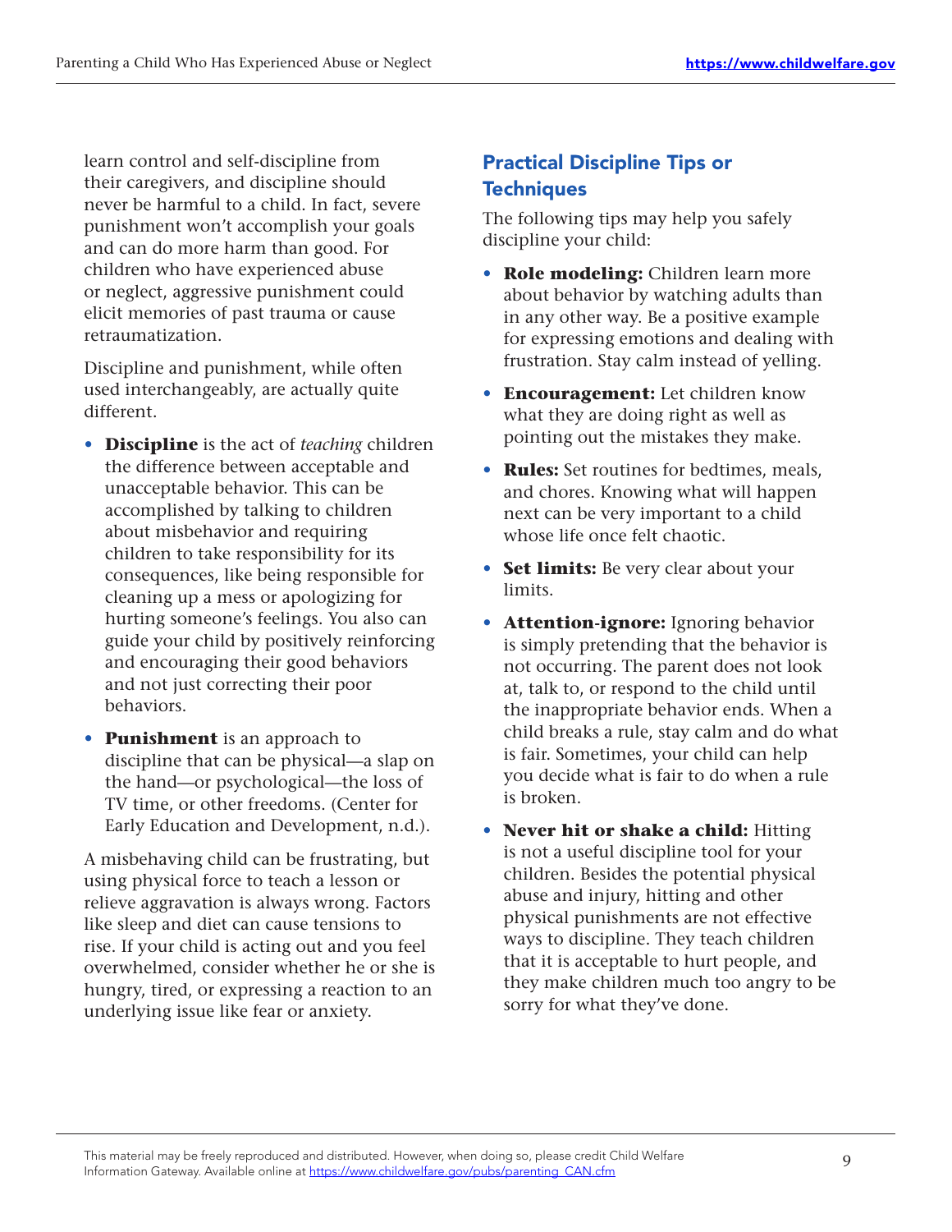learn control and self-discipline from their caregivers, and discipline should never be harmful to a child. In fact, severe punishment won't accomplish your goals and can do more harm than good. For children who have experienced abuse or neglect, aggressive punishment could elicit memories of past trauma or cause retraumatization.

Discipline and punishment, while often used interchangeably, are actually quite different.

- **Discipline** is the act of *teaching* children the difference between acceptable and unacceptable behavior. This can be accomplished by talking to children about misbehavior and requiring children to take responsibility for its consequences, like being responsible for cleaning up a mess or apologizing for hurting someone's feelings. You also can guide your child by positively reinforcing and encouraging their good behaviors and not just correcting their poor behaviors.
- **Punishment** is an approach to discipline that can be physical—a slap on the hand—or psychological—the loss of TV time, or other freedoms. (Center for Early Education and Development, n.d.).

A misbehaving child can be frustrating, but using physical force to teach a lesson or relieve aggravation is always wrong. Factors like sleep and diet can cause tensions to rise. If your child is acting out and you feel overwhelmed, consider whether he or she is hungry, tired, or expressing a reaction to an underlying issue like fear or anxiety.

## Practical Discipline Tips or Techniques

The following tips may help you safely discipline your child:

- **Role modeling:** Children learn more about behavior by watching adults than in any other way. Be a positive example for expressing emotions and dealing with frustration. Stay calm instead of yelling.
- **Encouragement:** Let children know what they are doing right as well as pointing out the mistakes they make.
- **Rules:** Set routines for bedtimes, meals, and chores. Knowing what will happen next can be very important to a child whose life once felt chaotic.
- **Set limits:** Be very clear about your limits.
- **Attention-ignore:** Ignoring behavior is simply pretending that the behavior is not occurring. The parent does not look at, talk to, or respond to the child until the inappropriate behavior ends. When a child breaks a rule, stay calm and do what is fair. Sometimes, your child can help you decide what is fair to do when a rule is broken.
- **Never hit or shake a child:** Hitting is not a useful discipline tool for your children. Besides the potential physical abuse and injury, hitting and other physical punishments are not effective ways to discipline. They teach children that it is acceptable to hurt people, and they make children much too angry to be sorry for what they've done.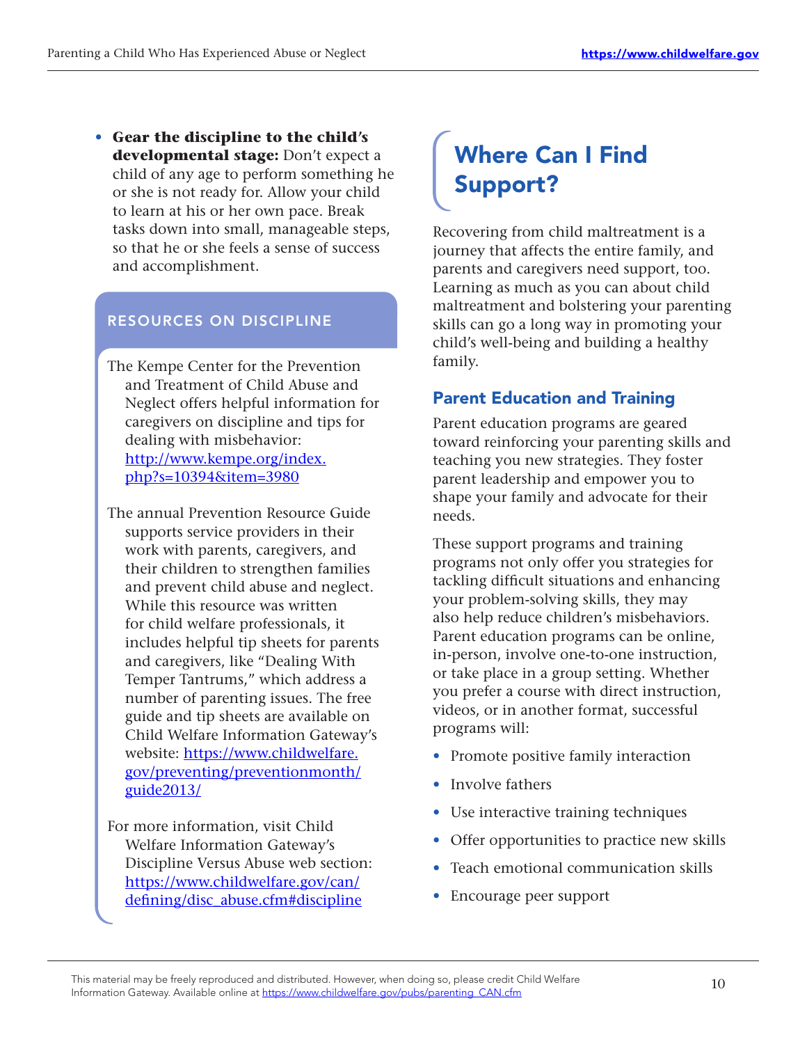- **Gear the discipline to the child's developmental stage:** Don't expect a child of any age to perform something he or she is not ready for. Allow your child to learn at his or her own pace. Break tasks down into small, manageable steps, so that he or she feels a sense of success and accomplishment.

### RESOURCES ON DISCIPLINE

The Kempe Center for the Prevention and Treatment of Child Abuse and Neglect offers helpful information for caregivers on discipline and tips for dealing with misbehavior: http://www.kempe.org/index.php?s=10394&item=3980

The annual Prevention Resource Guide supports service providers in their work with parents, caregivers, and their children to strengthen families and prevent child abuse and neglect. While this resource was written for child welfare professionals, it includes helpful tip sheets for parents and caregivers, like "Dealing With Temper Tantrums," which address a number of parenting issues. The free guide and tip sheets are available on Child Welfare Information Gateway's website: https://www.childwelfare.gov/preventing/preventionmonth/guide2013/

For more information, visit Child Welfare Information Gateway's Discipline Versus Abuse web section: https://www.childwelfare.gov/can/defining/disc_abuse.cfm#discipline

## Where Can I Find Support?

Recovering from child maltreatment is a journey that affects the entire family, and parents and caregivers need support, too. Learning as much as you can about child maltreatment and bolstering your parenting skills can go a long way in promoting your child's well-being and building a healthy family.

### Parent Education and Training

Parent education programs are geared toward reinforcing your parenting skills and teaching you new strategies. They foster parent leadership and empower you to shape your family and advocate for their needs.

These support programs and training programs not only offer you strategies for tackling difficult situations and enhancing your problem-solving skills, they may also help reduce children's misbehaviors. Parent education programs can be online, in-person, involve one-to-one instruction, or take place in a group setting. Whether you prefer a course with direct instruction, videos, or in another format, successful programs will:

- Promote positive family interaction
- Involve fathers
- Use interactive training techniques
- Offer opportunities to practice new skills
- Teach emotional communication skills
- Encourage peer support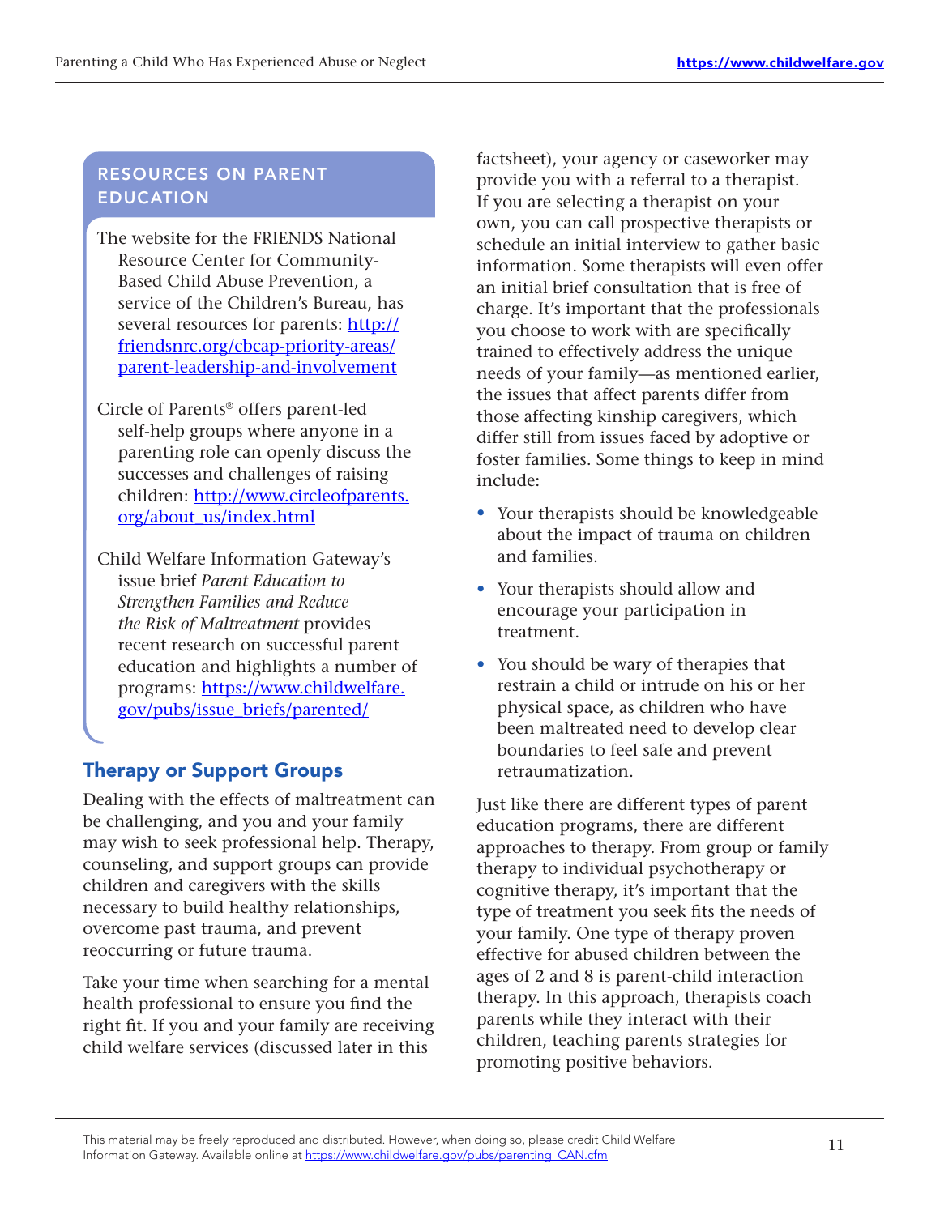## RESOURCES ON PARENT EDUCATION

The website for the FRIENDS National Resource Center for Community-Based Child Abuse Prevention, a service of the Children's Bureau, has several resources for parents: http://friendsnrc.org/cbcap-priority-areas/parent-leadership-and-involvement

Circle of Parents® offers parent-led self-help groups where anyone in a parenting role can openly discuss the successes and challenges of raising children: http://www.circleofparents.org/about_us/index.html

Child Welfare Information Gateway's issue brief *Parent Education to Strengthen Families and Reduce the Risk of Maltreatment* provides recent research on successful parent education and highlights a number of programs: https://www.childwelfare.gov/pubs/issue_briefs/parented/

## Therapy or Support Groups

Dealing with the effects of maltreatment can be challenging, and you and your family may wish to seek professional help. Therapy, counseling, and support groups can provide children and caregivers with the skills necessary to build healthy relationships, overcome past trauma, and prevent reoccurring or future trauma.

Take your time when searching for a mental health professional to ensure you find the right fit. If you and your family are receiving child welfare services (discussed later in this factsheet), your agency or caseworker may provide you with a referral to a therapist. If you are selecting a therapist on your own, you can call prospective therapists or schedule an initial interview to gather basic information. Some therapists will even offer an initial brief consultation that is free of charge. It's important that the professionals you choose to work with are specifically trained to effectively address the unique needs of your family—as mentioned earlier, the issues that affect parents differ from those affecting kinship caregivers, which differ still from issues faced by adoptive or foster families. Some things to keep in mind include:

- Your therapists should be knowledgeable about the impact of trauma on children and families.
- Your therapists should allow and encourage your participation in treatment.
- You should be wary of therapies that restrain a child or intrude on his or her physical space, as children who have been maltreated need to develop clear boundaries to feel safe and prevent retraumatization.

Just like there are different types of parent education programs, there are different approaches to therapy. From group or family therapy to individual psychotherapy or cognitive therapy, it's important that the type of treatment you seek fits the needs of your family. One type of therapy proven effective for abused children between the ages of 2 and 8 is parent-child interaction therapy. In this approach, therapists coach parents while they interact with their children, teaching parents strategies for promoting positive behaviors.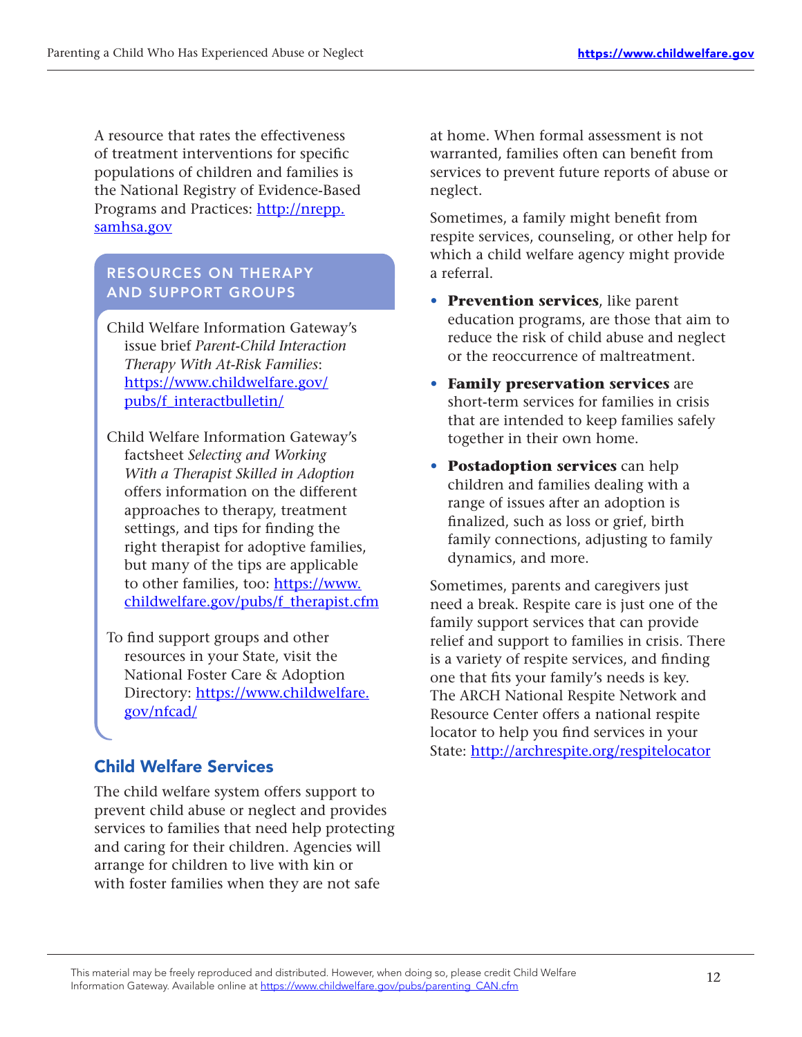A resource that rates the effectiveness of treatment interventions for specific populations of children and families is the National Registry of Evidence-Based Programs and Practices: http://nrepp.samhsa.gov

### RESOURCES ON THERAPY AND SUPPORT GROUPS

Child Welfare Information Gateway's issue brief *Parent-Child Interaction Therapy With At-Risk Families*: https://www.childwelfare.gov/pubs/f_interactbulletin/

Child Welfare Information Gateway's factsheet *Selecting and Working With a Therapist Skilled in Adoption* offers information on the different approaches to therapy, treatment settings, and tips for finding the right therapist for adoptive families, but many of the tips are applicable to other families, too: https://www.childwelfare.gov/pubs/f_therapist.cfm

To find support groups and other resources in your State, visit the National Foster Care & Adoption Directory: https://www.childwelfare.gov/nfcad/

## Child Welfare Services

The child welfare system offers support to prevent child abuse or neglect and provides services to families that need help protecting and caring for their children. Agencies will arrange for children to live with kin or with foster families when they are not safe at home. When formal assessment is not warranted, families often can benefit from services to prevent future reports of abuse or neglect.

Sometimes, a family might benefit from respite services, counseling, or other help for which a child welfare agency might provide a referral.

- **Prevention services**, like parent education programs, are those that aim to reduce the risk of child abuse and neglect or the reoccurrence of maltreatment.
- **Family preservation services** are short-term services for families in crisis that are intended to keep families safely together in their own home.
- **Postadoption services** can help children and families dealing with a range of issues after an adoption is finalized, such as loss or grief, birth family connections, adjusting to family dynamics, and more.

Sometimes, parents and caregivers just need a break. Respite care is just one of the family support services that can provide relief and support to families in crisis. There is a variety of respite services, and finding one that fits your family's needs is key. The ARCH National Respite Network and Resource Center offers a national respite locator to help you find services in your State: http://archrespite.org/respitelocator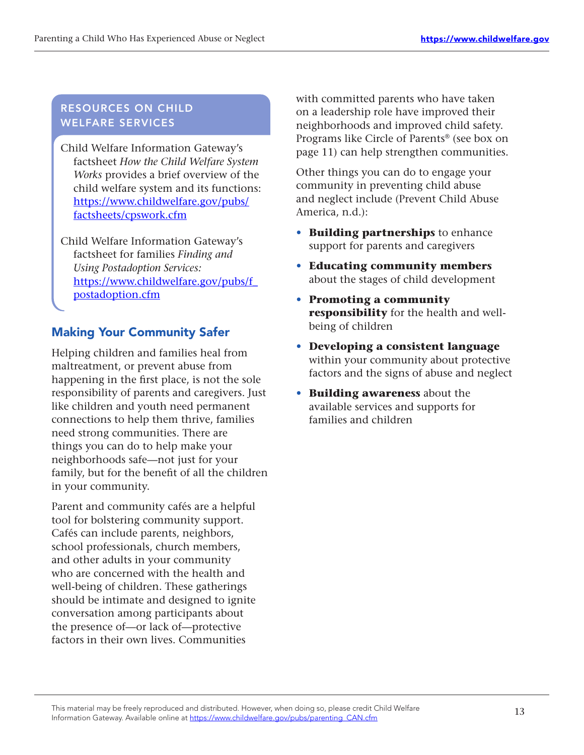## RESOURCES ON CHILD WELFARE SERVICES

Child Welfare Information Gateway's factsheet *How the Child Welfare System Works* provides a brief overview of the child welfare system and its functions: https://www.childwelfare.gov/pubs/factsheets/cpswork.cfm

Child Welfare Information Gateway's factsheet for families *Finding and Using Postadoption Services:* https://www.childwelfare.gov/pubs/f_postadoption.cfm

## Making Your Community Safer

Helping children and families heal from maltreatment, or prevent abuse from happening in the first place, is not the sole responsibility of parents and caregivers. Just like children and youth need permanent connections to help them thrive, families need strong communities. There are things you can do to help make your neighborhoods safe—not just for your family, but for the benefit of all the children in your community.

Parent and community cafés are a helpful tool for bolstering community support. Cafés can include parents, neighbors, school professionals, church members, and other adults in your community who are concerned with the health and well-being of children. These gatherings should be intimate and designed to ignite conversation among participants about the presence of—or lack of—protective factors in their own lives. Communities with committed parents who have taken on a leadership role have improved their neighborhoods and improved child safety. Programs like Circle of Parents® (see box on page 11) can help strengthen communities.

Other things you can do to engage your community in preventing child abuse and neglect include (Prevent Child Abuse America, n.d.):

- **Building partnerships** to enhance support for parents and caregivers
- **Educating community members** about the stages of child development
- **Promoting a community responsibility** for the health and well-being of children
- **Developing a consistent language** within your community about protective factors and the signs of abuse and neglect
- **Building awareness** about the available services and supports for families and children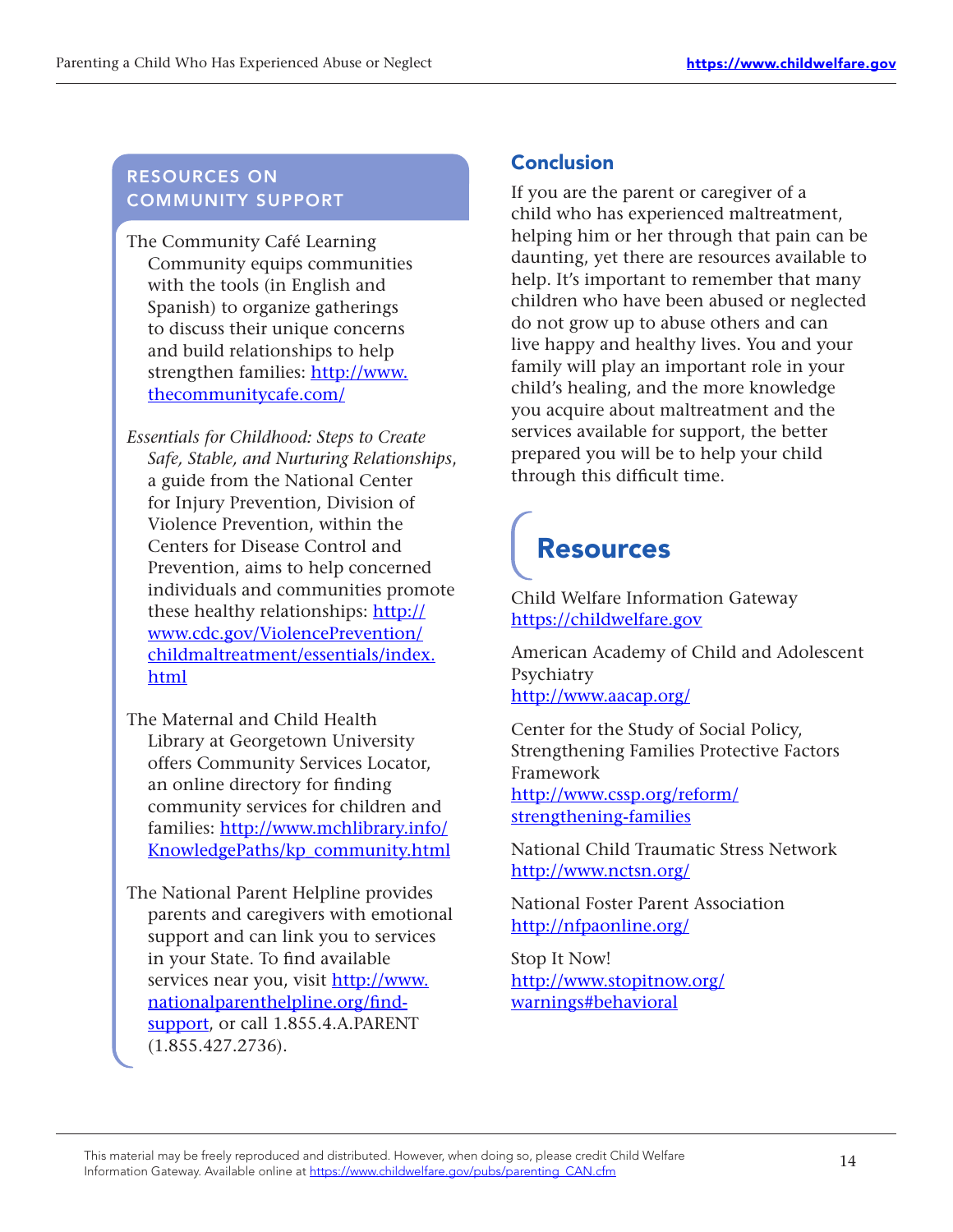## RESOURCES ON COMMUNITY SUPPORT

The Community Café Learning Community equips communities with the tools (in English and Spanish) to organize gatherings to discuss their unique concerns and build relationships to help strengthen families: http://www.thecommunitycafe.com/

*Essentials for Childhood: Steps to Create Safe, Stable, and Nurturing Relationships*, a guide from the National Center for Injury Prevention, Division of Violence Prevention, within the Centers for Disease Control and Prevention, aims to help concerned individuals and communities promote these healthy relationships: http://www.cdc.gov/ViolencePrevention/childmaltreatment/essentials/index.html

The Maternal and Child Health Library at Georgetown University offers Community Services Locator, an online directory for finding community services for children and families: http://www.mchlibrary.info/KnowledgePaths/kp_community.html

The National Parent Helpline provides parents and caregivers with emotional support and can link you to services in your State. To find available services near you, visit http://www.nationalparenthelpline.org/find-support, or call 1.855.4.A.PARENT (1.855.427.2736).

## Conclusion

If you are the parent or caregiver of a child who has experienced maltreatment, helping him or her through that pain can be daunting, yet there are resources available to help. It's important to remember that many children who have been abused or neglected do not grow up to abuse others and can live happy and healthy lives. You and your family will play an important role in your child's healing, and the more knowledge you acquire about maltreatment and the services available for support, the better prepared you will be to help your child through this difficult time.

# Resources

Child Welfare Information Gateway
https://childwelfare.gov

American Academy of Child and Adolescent Psychiatry
http://www.aacap.org/

Center for the Study of Social Policy, Strengthening Families Protective Factors Framework
http://www.cssp.org/reform/strengthening-families

National Child Traumatic Stress Network
http://www.nctsn.org/

National Foster Parent Association
http://nfpaonline.org/

Stop It Now!
http://www.stopitnow.org/warnings#behavioral

This material may be freely reproduced and distributed. However, when doing so, please credit Child Welfare Information Gateway. Available online at https://www.childwelfare.gov/pubs/parenting_CAN.cfm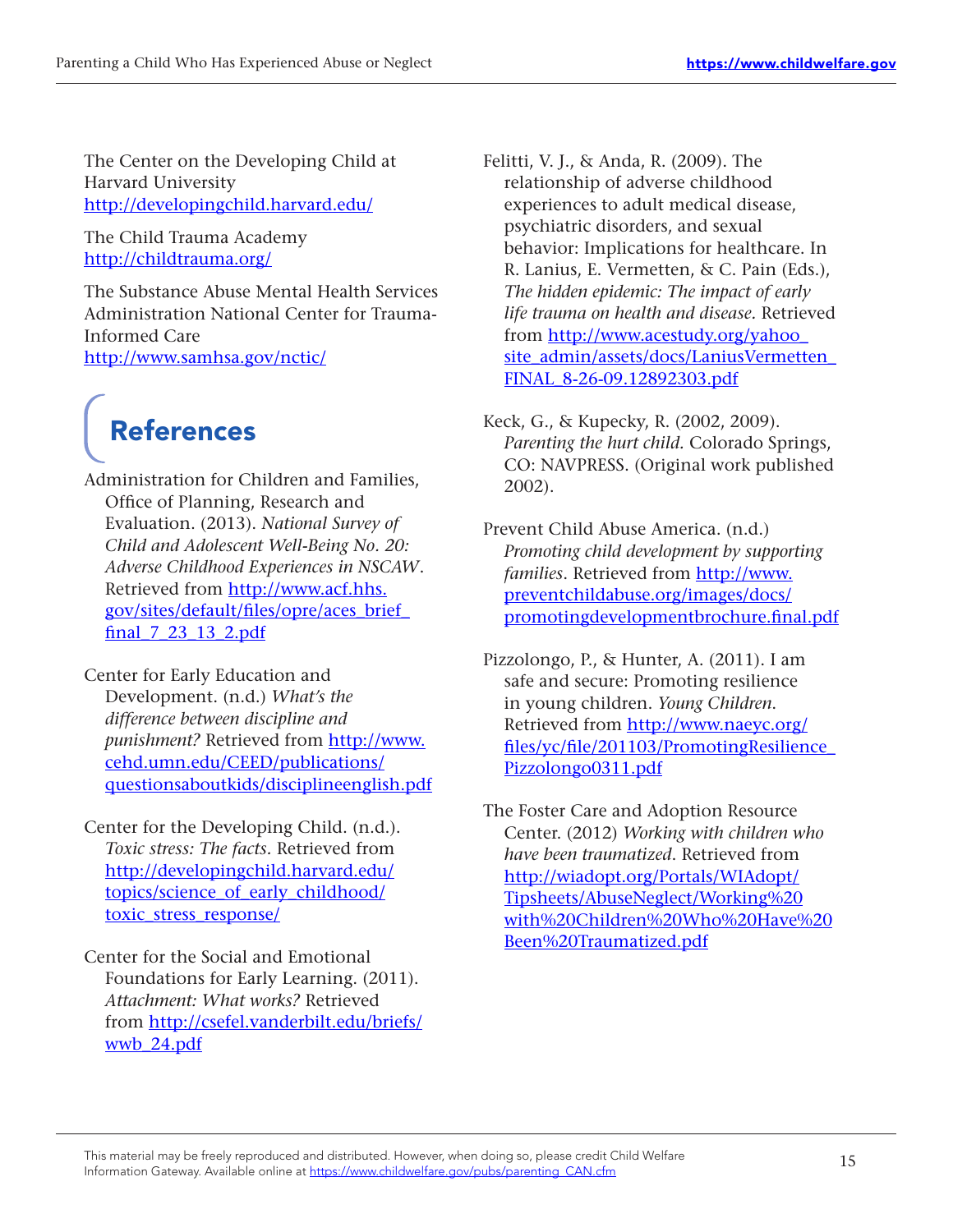The Center on the Developing Child at Harvard University
http://developingchild.harvard.edu/

The Child Trauma Academy
http://childtrauma.org/

The Substance Abuse Mental Health Services Administration National Center for Trauma-Informed Care
http://www.samhsa.gov/nctic/

## References

Administration for Children and Families, Office of Planning, Research and Evaluation. (2013). *National Survey of Child and Adolescent Well-Being No. 20: Adverse Childhood Experiences in NSCAW*. Retrieved from http://www.acf.hhs.gov/sites/default/files/opre/aces_brief_final_7_23_13_2.pdf

Center for Early Education and Development. (n.d.) *What's the difference between discipline and punishment?* Retrieved from http://www.cehd.umn.edu/CEED/publications/questionsaboutkids/disciplineenglish.pdf

Center for the Developing Child. (n.d.). *Toxic stress: The facts*. Retrieved from http://developingchild.harvard.edu/topics/science_of_early_childhood/toxic_stress_response/

Center for the Social and Emotional Foundations for Early Learning. (2011). *Attachment: What works?* Retrieved from http://csefel.vanderbilt.edu/briefs/wwb_24.pdf

Felitti, V. J., & Anda, R. (2009). The relationship of adverse childhood experiences to adult medical disease, psychiatric disorders, and sexual behavior: Implications for healthcare. In R. Lanius, E. Vermetten, & C. Pain (Eds.), *The hidden epidemic: The impact of early life trauma on health and disease*. Retrieved from http://www.acestudy.org/yahoo_site_admin/assets/docs/LaniusVermetten_FINAL_8-26-09.12892303.pdf

Keck, G., & Kupecky, R. (2002, 2009). *Parenting the hurt child.* Colorado Springs, CO: NAVPRESS. (Original work published 2002).

Prevent Child Abuse America. (n.d.) *Promoting child development by supporting families*. Retrieved from http://www.preventchildabuse.org/images/docs/promotingdevelopmentbrochure.final.pdf

Pizzolongo, P., & Hunter, A. (2011). I am safe and secure: Promoting resilience in young children. *Young Children*. Retrieved from http://www.naeyc.org/files/yc/file/201103/PromotingResilience_Pizzolongo0311.pdf

The Foster Care and Adoption Resource Center. (2012) *Working with children who have been traumatized*. Retrieved from http://wiadopt.org/Portals/WIAdopt/Tipsheets/AbuseNeglect/Working%20with%20Children%20Who%20Have%20Been%20Traumatized.pdf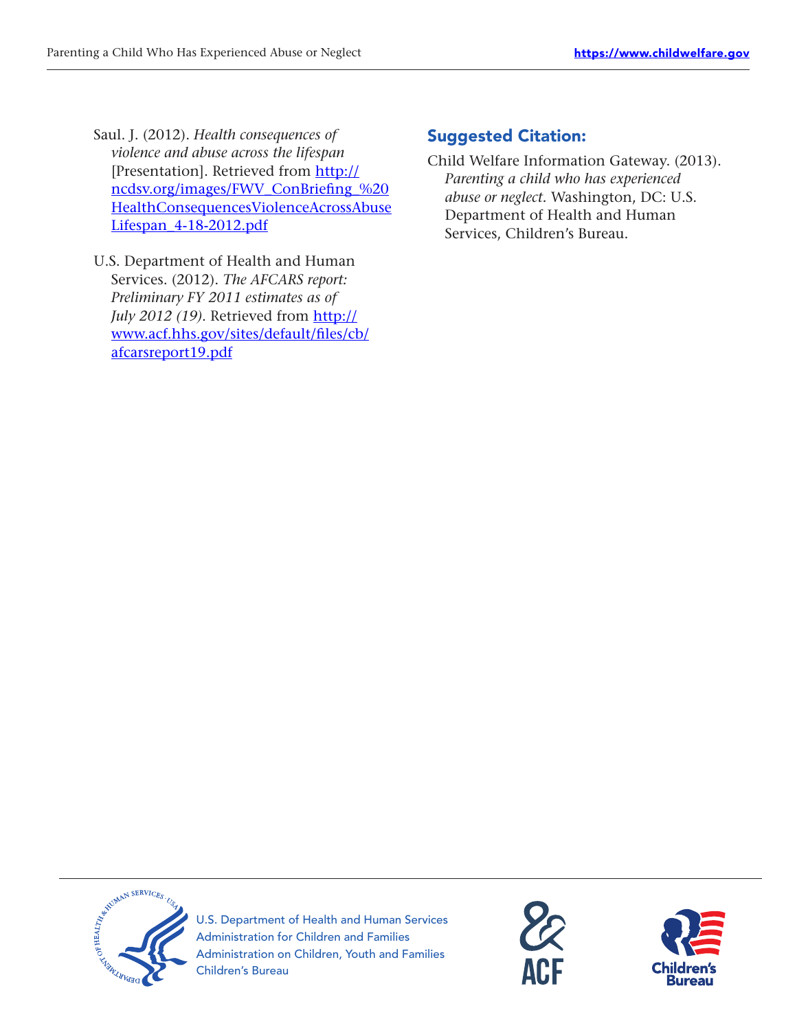Saul. J. (2012). *Health consequences of violence and abuse across the lifespan* [Presentation]. Retrieved from http://ncdsv.org/images/FWV_ConBriefing_%20HealthConsequencesViolenceAcrossAbuseLifespan_4-18-2012.pdf

U.S. Department of Health and Human Services. (2012). *The AFCARS report: Preliminary FY 2011 estimates as of July 2012 (19)*. Retrieved from http://www.acf.hhs.gov/sites/default/files/cb/afcarsreport19.pdf

## Suggested Citation:

Child Welfare Information Gateway. (2013). *Parenting a child who has experienced abuse or neglect*. Washington, DC: U.S. Department of Health and Human Services, Children's Bureau.

U.S. Department of Health and Human Services
Administration for Children and Families
Administration on Children, Youth and Families
Children's Bureau